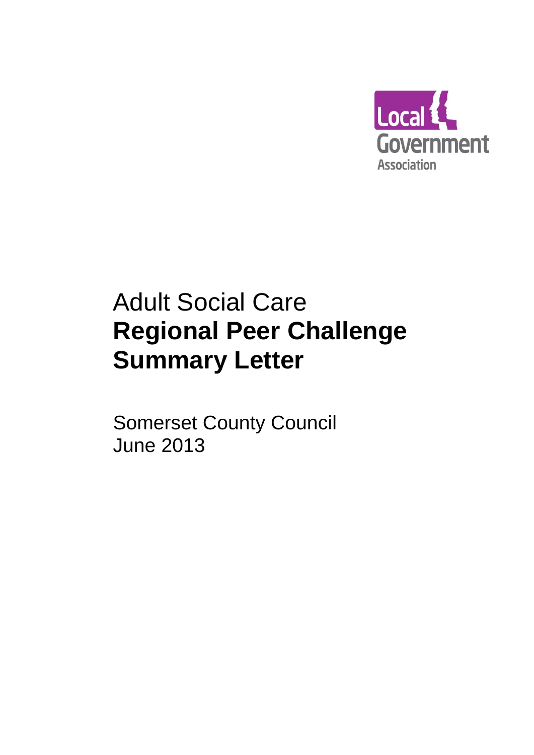Local Government Association

# Adult Social Care
# **Regional Peer Challenge Summary Letter**

Somerset County Council
June 2013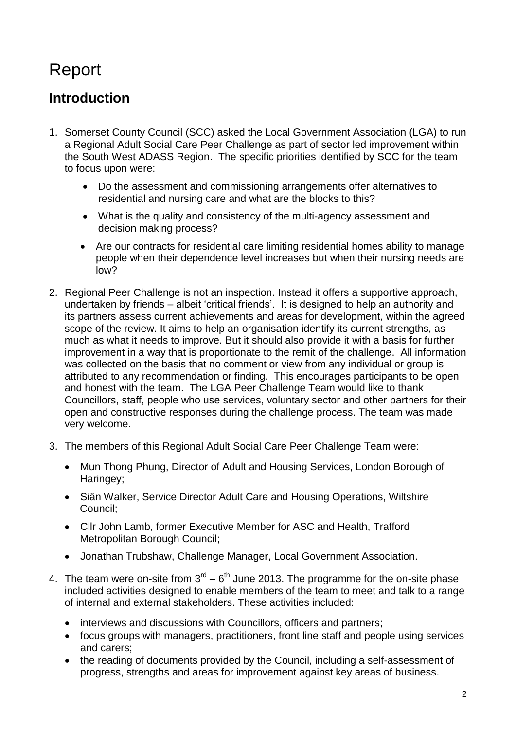# Report

## Introduction

1. Somerset County Council (SCC) asked the Local Government Association (LGA) to run a Regional Adult Social Care Peer Challenge as part of sector led improvement within the South West ADASS Region. The specific priorities identified by SCC for the team to focus upon were:

   - Do the assessment and commissioning arrangements offer alternatives to residential and nursing care and what are the blocks to this?
   - What is the quality and consistency of the multi-agency assessment and decision making process?
   - Are our contracts for residential care limiting residential homes ability to manage people when their dependence level increases but when their nursing needs are low?

2. Regional Peer Challenge is not an inspection. Instead it offers a supportive approach, undertaken by friends – albeit 'critical friends'. It is designed to help an authority and its partners assess current achievements and areas for development, within the agreed scope of the review. It aims to help an organisation identify its current strengths, as much as what it needs to improve. But it should also provide it with a basis for further improvement in a way that is proportionate to the remit of the challenge. All information was collected on the basis that no comment or view from any individual or group is attributed to any recommendation or finding. This encourages participants to be open and honest with the team. The LGA Peer Challenge Team would like to thank Councillors, staff, people who use services, voluntary sector and other partners for their open and constructive responses during the challenge process. The team was made very welcome.

3. The members of this Regional Adult Social Care Peer Challenge Team were:

   - Mun Thong Phung, Director of Adult and Housing Services, London Borough of Haringey;
   - Siân Walker, Service Director Adult Care and Housing Operations, Wiltshire Council;
   - Cllr John Lamb, former Executive Member for ASC and Health, Trafford Metropolitan Borough Council;
   - Jonathan Trubshaw, Challenge Manager, Local Government Association.

4. The team were on-site from 3rd – 6th June 2013. The programme for the on-site phase included activities designed to enable members of the team to meet and talk to a range of internal and external stakeholders. These activities included:

   - interviews and discussions with Councillors, officers and partners;
   - focus groups with managers, practitioners, front line staff and people using services and carers;
   - the reading of documents provided by the Council, including a self-assessment of progress, strengths and areas for improvement against key areas of business.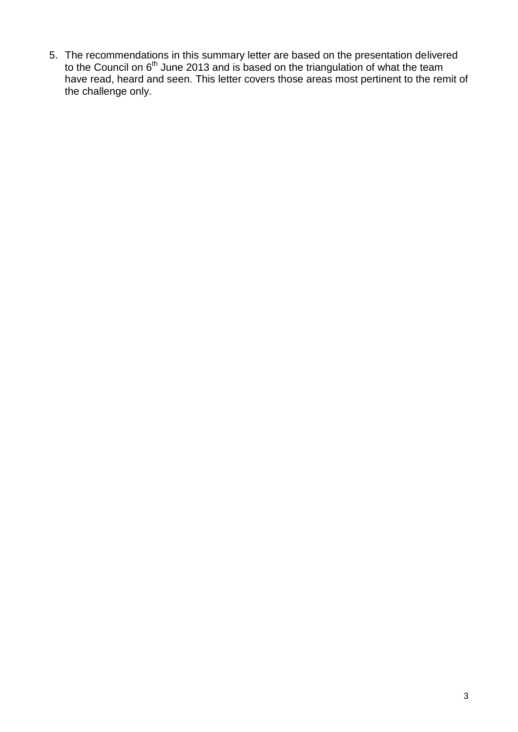5. The recommendations in this summary letter are based on the presentation delivered to the Council on 6th June 2013 and is based on the triangulation of what the team have read, heard and seen. This letter covers those areas most pertinent to the remit of the challenge only.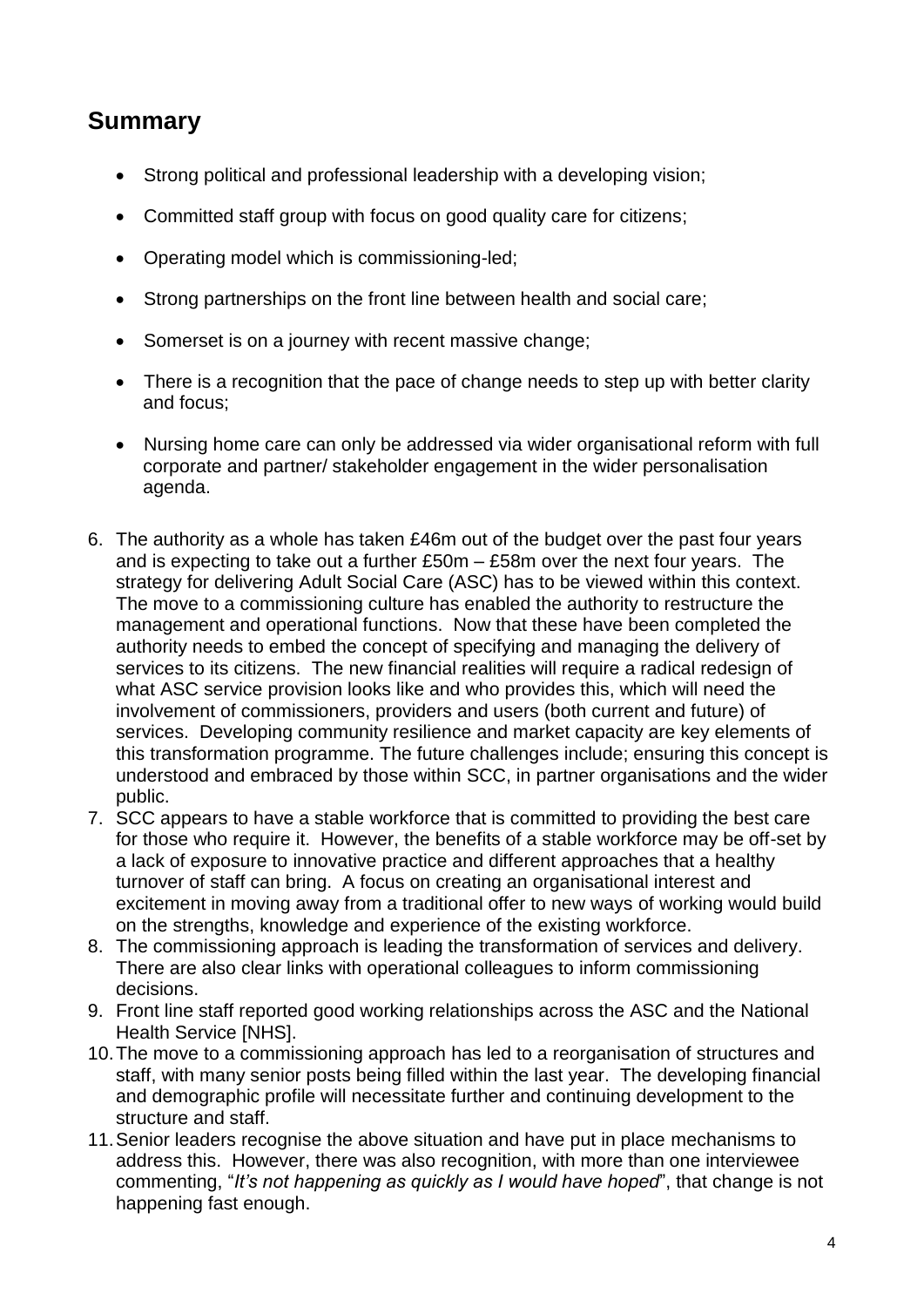## Summary

- Strong political and professional leadership with a developing vision;
- Committed staff group with focus on good quality care for citizens;
- Operating model which is commissioning-led;
- Strong partnerships on the front line between health and social care;
- Somerset is on a journey with recent massive change;
- There is a recognition that the pace of change needs to step up with better clarity and focus;
- Nursing home care can only be addressed via wider organisational reform with full corporate and partner/ stakeholder engagement in the wider personalisation agenda.

6. The authority as a whole has taken £46m out of the budget over the past four years and is expecting to take out a further £50m – £58m over the next four years. The strategy for delivering Adult Social Care (ASC) has to be viewed within this context. The move to a commissioning culture has enabled the authority to restructure the management and operational functions. Now that these have been completed the authority needs to embed the concept of specifying and managing the delivery of services to its citizens. The new financial realities will require a radical redesign of what ASC service provision looks like and who provides this, which will need the involvement of commissioners, providers and users (both current and future) of services. Developing community resilience and market capacity are key elements of this transformation programme. The future challenges include; ensuring this concept is understood and embraced by those within SCC, in partner organisations and the wider public.
7. SCC appears to have a stable workforce that is committed to providing the best care for those who require it. However, the benefits of a stable workforce may be off-set by a lack of exposure to innovative practice and different approaches that a healthy turnover of staff can bring. A focus on creating an organisational interest and excitement in moving away from a traditional offer to new ways of working would build on the strengths, knowledge and experience of the existing workforce.
8. The commissioning approach is leading the transformation of services and delivery. There are also clear links with operational colleagues to inform commissioning decisions.
9. Front line staff reported good working relationships across the ASC and the National Health Service [NHS].
10. The move to a commissioning approach has led to a reorganisation of structures and staff, with many senior posts being filled within the last year. The developing financial and demographic profile will necessitate further and continuing development to the structure and staff.
11. Senior leaders recognise the above situation and have put in place mechanisms to address this. However, there was also recognition, with more than one interviewee commenting, "*It's not happening as quickly as I would have hoped*", that change is not happening fast enough.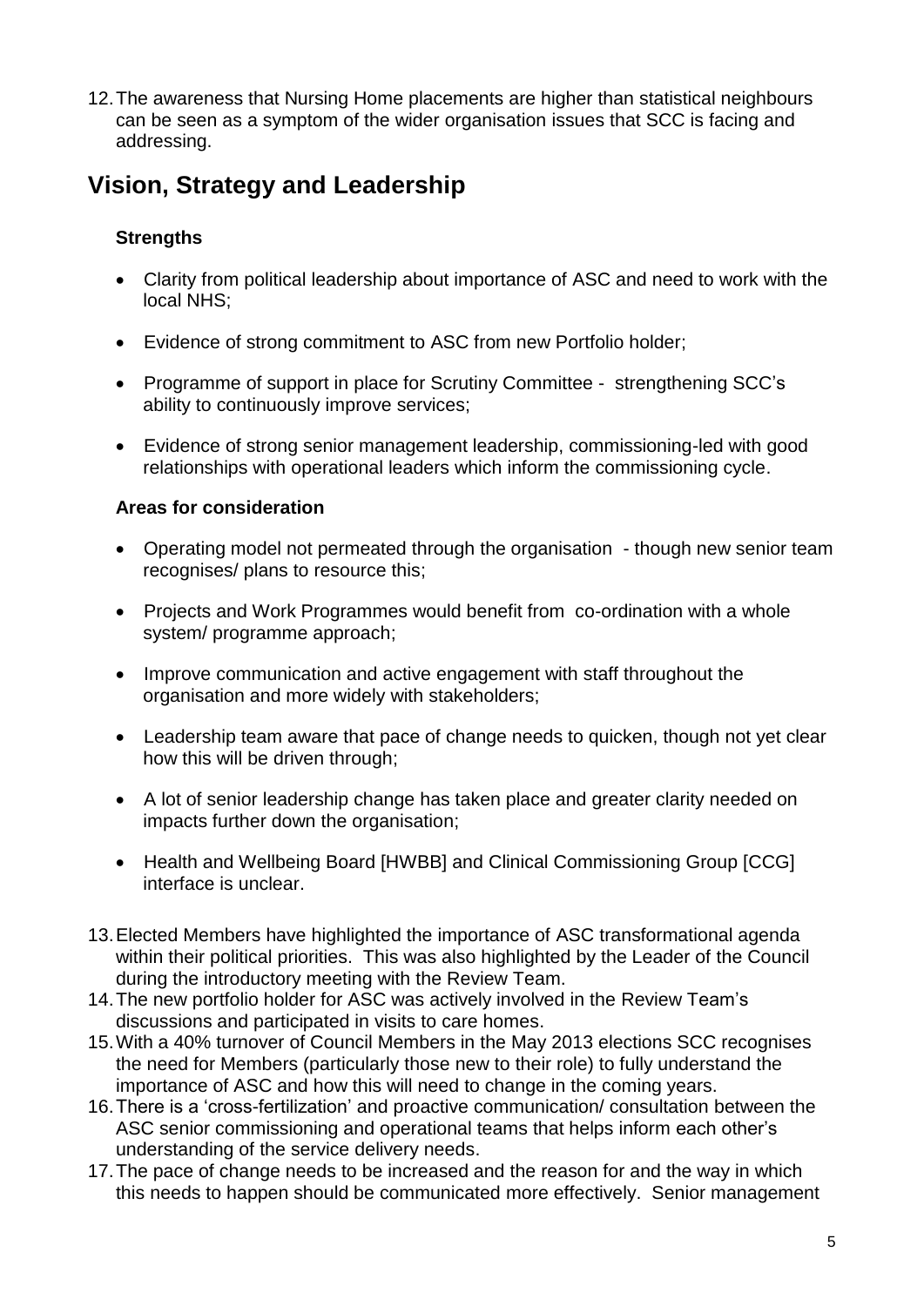12. The awareness that Nursing Home placements are higher than statistical neighbours can be seen as a symptom of the wider organisation issues that SCC is facing and addressing.

## Vision, Strategy and Leadership

### Strengths

- Clarity from political leadership about importance of ASC and need to work with the local NHS;
- Evidence of strong commitment to ASC from new Portfolio holder;
- Programme of support in place for Scrutiny Committee - strengthening SCC's ability to continuously improve services;
- Evidence of strong senior management leadership, commissioning-led with good relationships with operational leaders which inform the commissioning cycle.

### Areas for consideration

- Operating model not permeated through the organisation - though new senior team recognises/ plans to resource this;
- Projects and Work Programmes would benefit from co-ordination with a whole system/ programme approach;
- Improve communication and active engagement with staff throughout the organisation and more widely with stakeholders;
- Leadership team aware that pace of change needs to quicken, though not yet clear how this will be driven through;
- A lot of senior leadership change has taken place and greater clarity needed on impacts further down the organisation;
- Health and Wellbeing Board [HWBB] and Clinical Commissioning Group [CCG] interface is unclear.

13. Elected Members have highlighted the importance of ASC transformational agenda within their political priorities. This was also highlighted by the Leader of the Council during the introductory meeting with the Review Team.
14. The new portfolio holder for ASC was actively involved in the Review Team's discussions and participated in visits to care homes.
15. With a 40% turnover of Council Members in the May 2013 elections SCC recognises the need for Members (particularly those new to their role) to fully understand the importance of ASC and how this will need to change in the coming years.
16. There is a 'cross-fertilization' and proactive communication/ consultation between the ASC senior commissioning and operational teams that helps inform each other's understanding of the service delivery needs.
17. The pace of change needs to be increased and the reason for and the way in which this needs to happen should be communicated more effectively. Senior management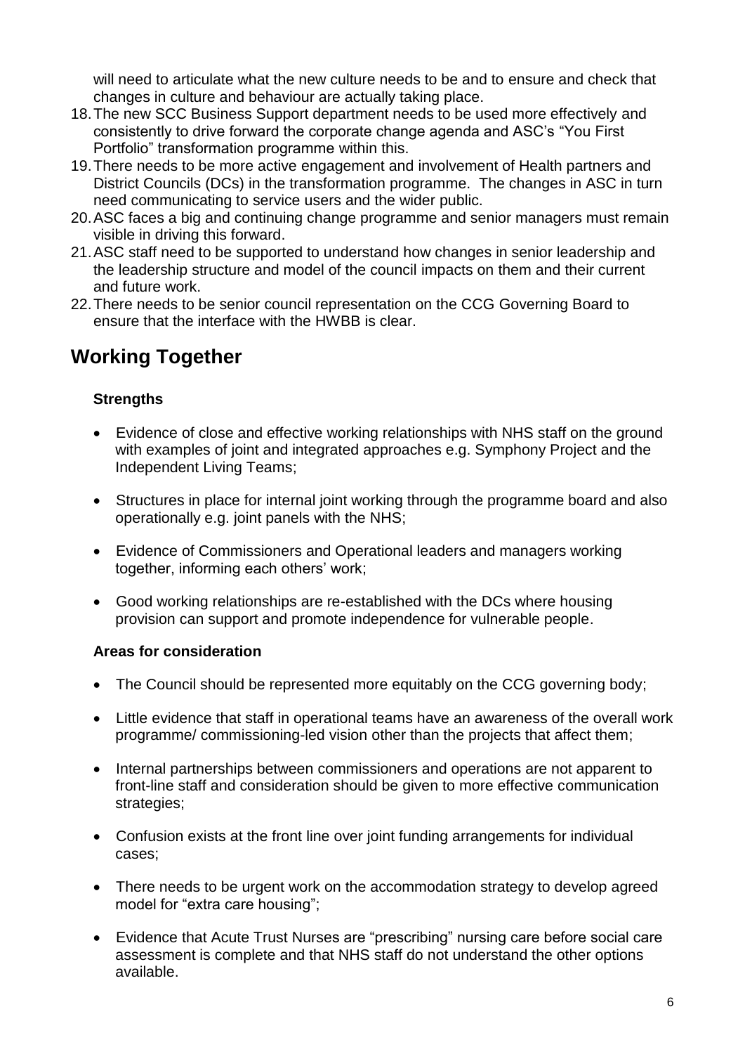will need to articulate what the new culture needs to be and to ensure and check that changes in culture and behaviour are actually taking place.

18. The new SCC Business Support department needs to be used more effectively and consistently to drive forward the corporate change agenda and ASC's "You First Portfolio" transformation programme within this.
19. There needs to be more active engagement and involvement of Health partners and District Councils (DCs) in the transformation programme. The changes in ASC in turn need communicating to service users and the wider public.
20. ASC faces a big and continuing change programme and senior managers must remain visible in driving this forward.
21. ASC staff need to be supported to understand how changes in senior leadership and the leadership structure and model of the council impacts on them and their current and future work.
22. There needs to be senior council representation on the CCG Governing Board to ensure that the interface with the HWBB is clear.

## Working Together

### Strengths

- Evidence of close and effective working relationships with NHS staff on the ground with examples of joint and integrated approaches e.g. Symphony Project and the Independent Living Teams;
- Structures in place for internal joint working through the programme board and also operationally e.g. joint panels with the NHS;
- Evidence of Commissioners and Operational leaders and managers working together, informing each others' work;
- Good working relationships are re-established with the DCs where housing provision can support and promote independence for vulnerable people.

### Areas for consideration

- The Council should be represented more equitably on the CCG governing body;
- Little evidence that staff in operational teams have an awareness of the overall work programme/ commissioning-led vision other than the projects that affect them;
- Internal partnerships between commissioners and operations are not apparent to front-line staff and consideration should be given to more effective communication strategies;
- Confusion exists at the front line over joint funding arrangements for individual cases;
- There needs to be urgent work on the accommodation strategy to develop agreed model for "extra care housing";
- Evidence that Acute Trust Nurses are "prescribing" nursing care before social care assessment is complete and that NHS staff do not understand the other options available.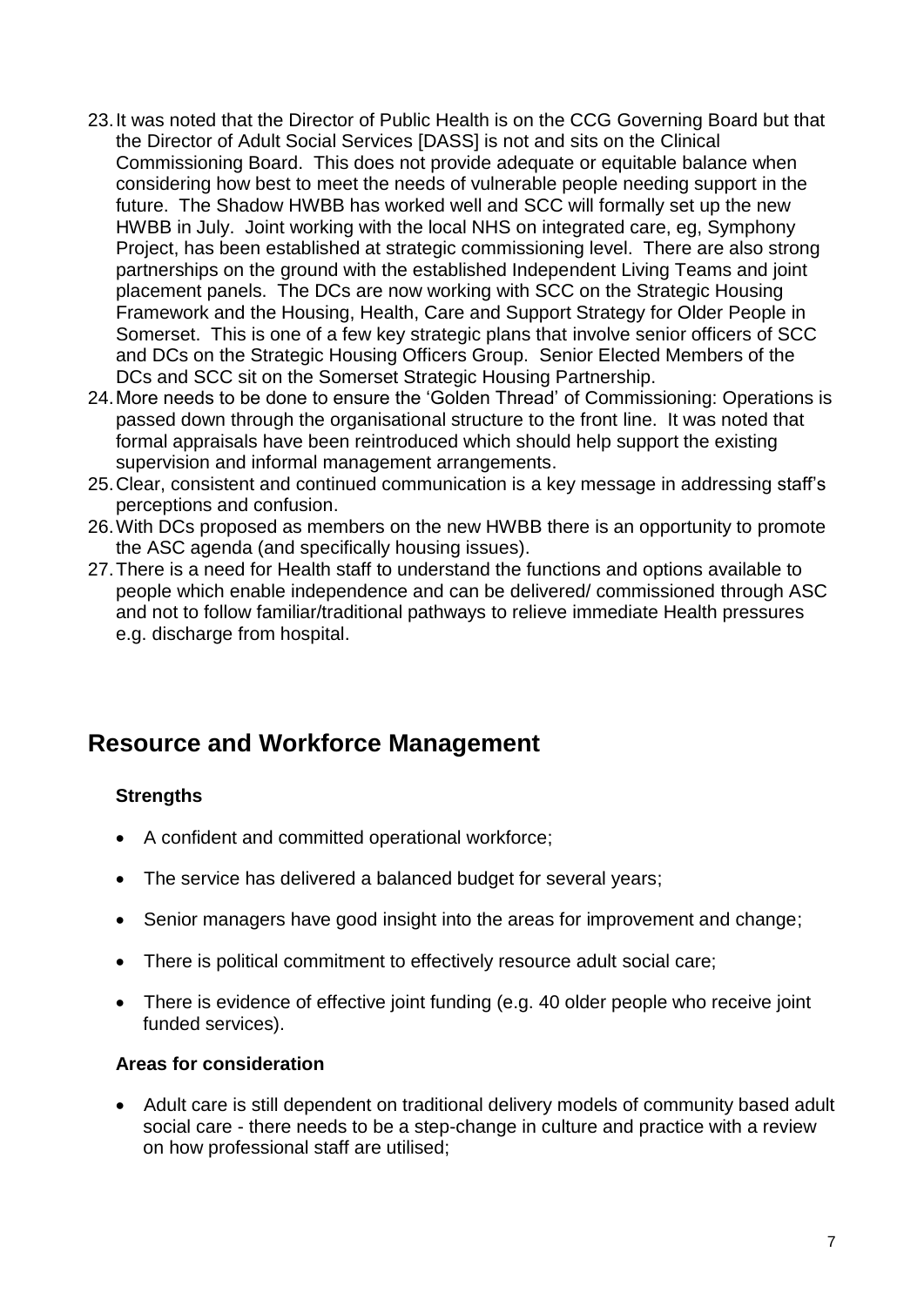23. It was noted that the Director of Public Health is on the CCG Governing Board but that the Director of Adult Social Services [DASS] is not and sits on the Clinical Commissioning Board. This does not provide adequate or equitable balance when considering how best to meet the needs of vulnerable people needing support in the future. The Shadow HWBB has worked well and SCC will formally set up the new HWBB in July. Joint working with the local NHS on integrated care, eg, Symphony Project, has been established at strategic commissioning level. There are also strong partnerships on the ground with the established Independent Living Teams and joint placement panels. The DCs are now working with SCC on the Strategic Housing Framework and the Housing, Health, Care and Support Strategy for Older People in Somerset. This is one of a few key strategic plans that involve senior officers of SCC and DCs on the Strategic Housing Officers Group. Senior Elected Members of the DCs and SCC sit on the Somerset Strategic Housing Partnership.
24. More needs to be done to ensure the 'Golden Thread' of Commissioning: Operations is passed down through the organisational structure to the front line. It was noted that formal appraisals have been reintroduced which should help support the existing supervision and informal management arrangements.
25. Clear, consistent and continued communication is a key message in addressing staff's perceptions and confusion.
26. With DCs proposed as members on the new HWBB there is an opportunity to promote the ASC agenda (and specifically housing issues).
27. There is a need for Health staff to understand the functions and options available to people which enable independence and can be delivered/ commissioned through ASC and not to follow familiar/traditional pathways to relieve immediate Health pressures e.g. discharge from hospital.

## Resource and Workforce Management

**Strengths**

- A confident and committed operational workforce;
- The service has delivered a balanced budget for several years;
- Senior managers have good insight into the areas for improvement and change;
- There is political commitment to effectively resource adult social care;
- There is evidence of effective joint funding (e.g. 40 older people who receive joint funded services).

**Areas for consideration**

- Adult care is still dependent on traditional delivery models of community based adult social care - there needs to be a step-change in culture and practice with a review on how professional staff are utilised;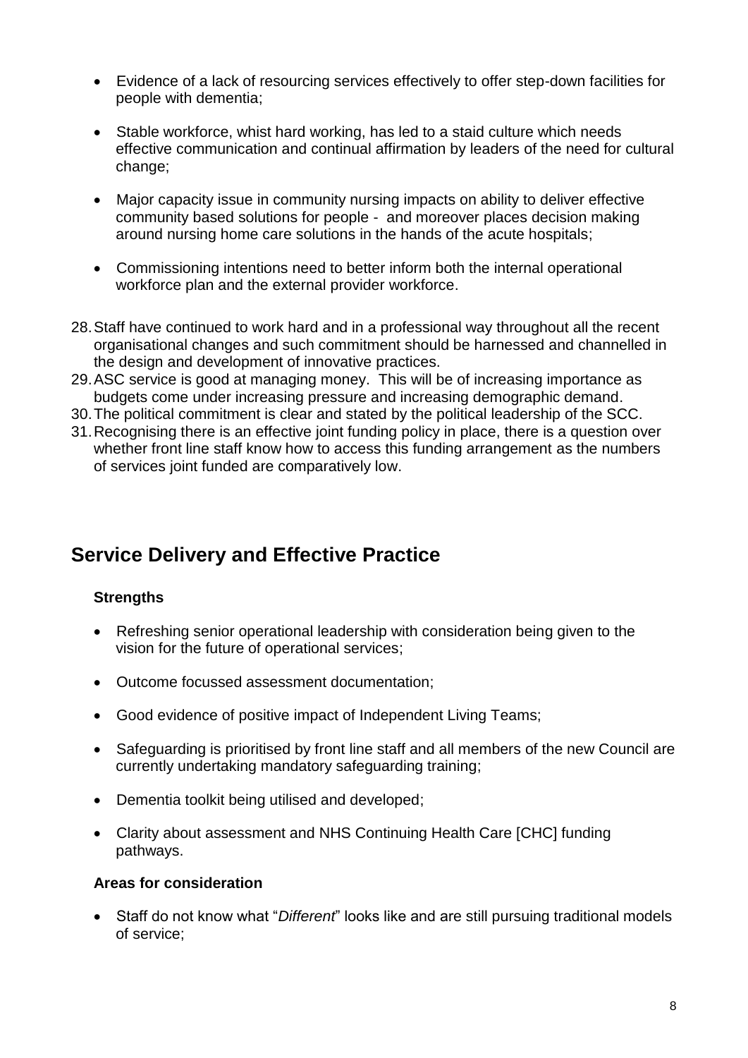- Evidence of a lack of resourcing services effectively to offer step-down facilities for people with dementia;

- Stable workforce, whist hard working, has led to a staid culture which needs effective communication and continual affirmation by leaders of the need for cultural change;

- Major capacity issue in community nursing impacts on ability to deliver effective community based solutions for people - and moreover places decision making around nursing home care solutions in the hands of the acute hospitals;

- Commissioning intentions need to better inform both the internal operational workforce plan and the external provider workforce.

28. Staff have continued to work hard and in a professional way throughout all the recent organisational changes and such commitment should be harnessed and channelled in the design and development of innovative practices.
29. ASC service is good at managing money. This will be of increasing importance as budgets come under increasing pressure and increasing demographic demand.
30. The political commitment is clear and stated by the political leadership of the SCC.
31. Recognising there is an effective joint funding policy in place, there is a question over whether front line staff know how to access this funding arrangement as the numbers of services joint funded are comparatively low.

## Service Delivery and Effective Practice

**Strengths**

- Refreshing senior operational leadership with consideration being given to the vision for the future of operational services;

- Outcome focussed assessment documentation;

- Good evidence of positive impact of Independent Living Teams;

- Safeguarding is prioritised by front line staff and all members of the new Council are currently undertaking mandatory safeguarding training;

- Dementia toolkit being utilised and developed;

- Clarity about assessment and NHS Continuing Health Care [CHC] funding pathways.

**Areas for consideration**

- Staff do not know what "*Different*" looks like and are still pursuing traditional models of service;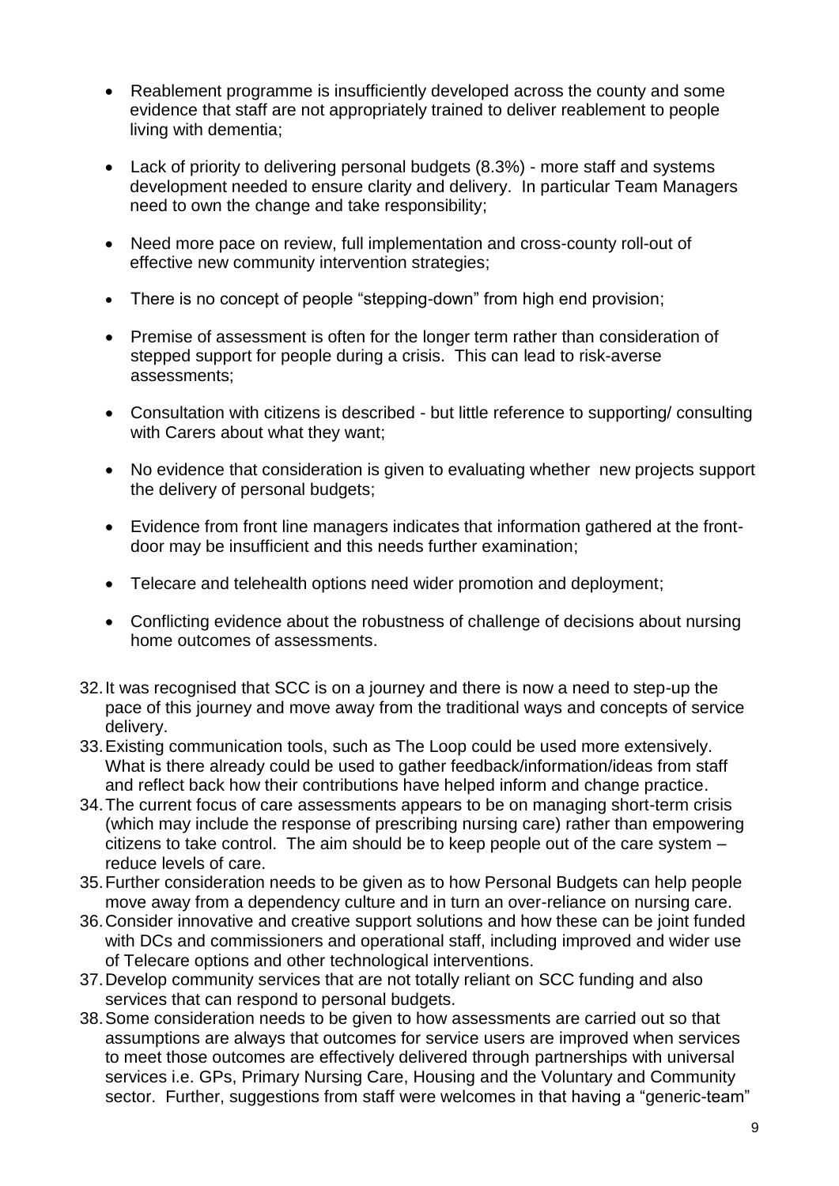- Reablement programme is insufficiently developed across the county and some evidence that staff are not appropriately trained to deliver reablement to people living with dementia;

- Lack of priority to delivering personal budgets (8.3%) - more staff and systems development needed to ensure clarity and delivery. In particular Team Managers need to own the change and take responsibility;

- Need more pace on review, full implementation and cross-county roll-out of effective new community intervention strategies;

- There is no concept of people "stepping-down" from high end provision;

- Premise of assessment is often for the longer term rather than consideration of stepped support for people during a crisis. This can lead to risk-averse assessments;

- Consultation with citizens is described - but little reference to supporting/ consulting with Carers about what they want;

- No evidence that consideration is given to evaluating whether new projects support the delivery of personal budgets;

- Evidence from front line managers indicates that information gathered at the front-door may be insufficient and this needs further examination;

- Telecare and telehealth options need wider promotion and deployment;

- Conflicting evidence about the robustness of challenge of decisions about nursing home outcomes of assessments.

32. It was recognised that SCC is on a journey and there is now a need to step-up the pace of this journey and move away from the traditional ways and concepts of service delivery.
33. Existing communication tools, such as The Loop could be used more extensively. What is there already could be used to gather feedback/information/ideas from staff and reflect back how their contributions have helped inform and change practice.
34. The current focus of care assessments appears to be on managing short-term crisis (which may include the response of prescribing nursing care) rather than empowering citizens to take control. The aim should be to keep people out of the care system – reduce levels of care.
35. Further consideration needs to be given as to how Personal Budgets can help people move away from a dependency culture and in turn an over-reliance on nursing care.
36. Consider innovative and creative support solutions and how these can be joint funded with DCs and commissioners and operational staff, including improved and wider use of Telecare options and other technological interventions.
37. Develop community services that are not totally reliant on SCC funding and also services that can respond to personal budgets.
38. Some consideration needs to be given to how assessments are carried out so that assumptions are always that outcomes for service users are improved when services to meet those outcomes are effectively delivered through partnerships with universal services i.e. GPs, Primary Nursing Care, Housing and the Voluntary and Community sector. Further, suggestions from staff were welcomes in that having a "generic-team"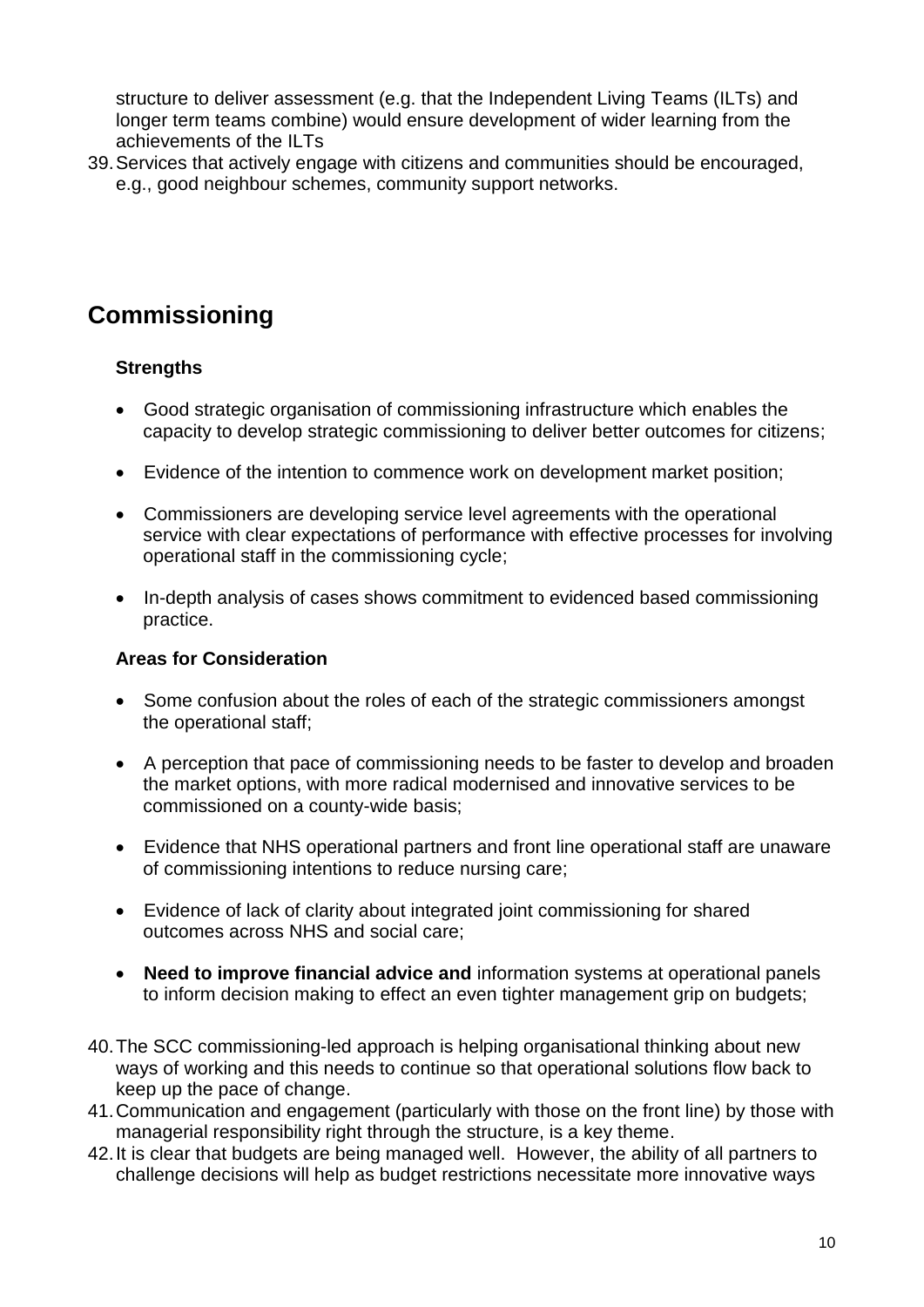structure to deliver assessment (e.g. that the Independent Living Teams (ILTs) and longer term teams combine) would ensure development of wider learning from the achievements of the ILTs

39. Services that actively engage with citizens and communities should be encouraged, e.g., good neighbour schemes, community support networks.

## Commissioning

**Strengths**

- Good strategic organisation of commissioning infrastructure which enables the capacity to develop strategic commissioning to deliver better outcomes for citizens;
- Evidence of the intention to commence work on development market position;
- Commissioners are developing service level agreements with the operational service with clear expectations of performance with effective processes for involving operational staff in the commissioning cycle;
- In-depth analysis of cases shows commitment to evidenced based commissioning practice.

**Areas for Consideration**

- Some confusion about the roles of each of the strategic commissioners amongst the operational staff;
- A perception that pace of commissioning needs to be faster to develop and broaden the market options, with more radical modernised and innovative services to be commissioned on a county-wide basis;
- Evidence that NHS operational partners and front line operational staff are unaware of commissioning intentions to reduce nursing care;
- Evidence of lack of clarity about integrated joint commissioning for shared outcomes across NHS and social care;
- **Need to improve financial advice and** information systems at operational panels to inform decision making to effect an even tighter management grip on budgets;

40. The SCC commissioning-led approach is helping organisational thinking about new ways of working and this needs to continue so that operational solutions flow back to keep up the pace of change.
41. Communication and engagement (particularly with those on the front line) by those with managerial responsibility right through the structure, is a key theme.
42. It is clear that budgets are being managed well. However, the ability of all partners to challenge decisions will help as budget restrictions necessitate more innovative ways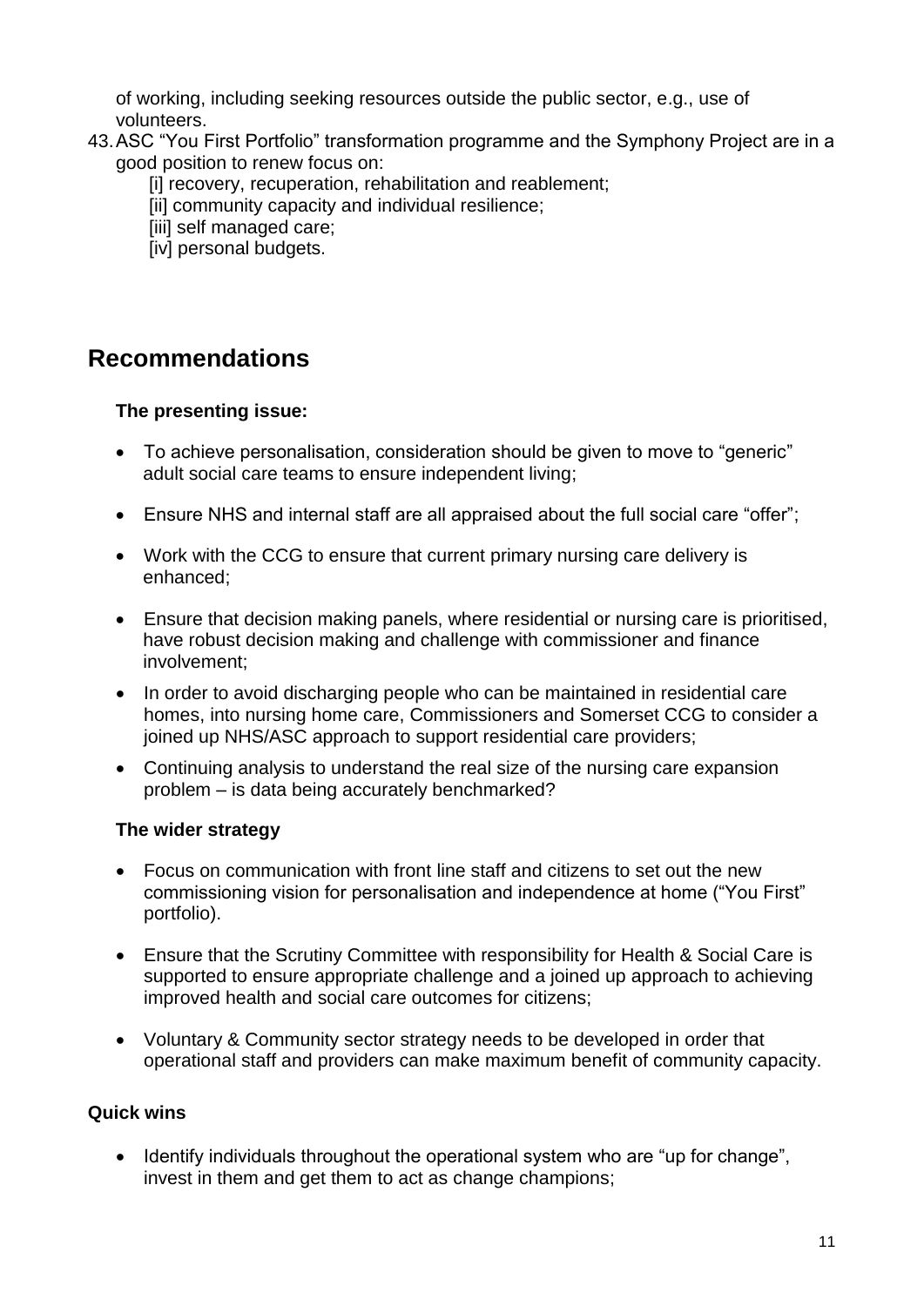of working, including seeking resources outside the public sector, e.g., use of volunteers.

43. ASC "You First Portfolio" transformation programme and the Symphony Project are in a good position to renew focus on:

    [i] recovery, recuperation, rehabilitation and reablement;
    [ii] community capacity and individual resilience;
    [iii] self managed care;
    [iv] personal budgets.

## Recommendations

**The presenting issue:**

- To achieve personalisation, consideration should be given to move to "generic" adult social care teams to ensure independent living;
- Ensure NHS and internal staff are all appraised about the full social care "offer";
- Work with the CCG to ensure that current primary nursing care delivery is enhanced;
- Ensure that decision making panels, where residential or nursing care is prioritised, have robust decision making and challenge with commissioner and finance involvement;
- In order to avoid discharging people who can be maintained in residential care homes, into nursing home care, Commissioners and Somerset CCG to consider a joined up NHS/ASC approach to support residential care providers;
- Continuing analysis to understand the real size of the nursing care expansion problem – is data being accurately benchmarked?

**The wider strategy**

- Focus on communication with front line staff and citizens to set out the new commissioning vision for personalisation and independence at home ("You First" portfolio).
- Ensure that the Scrutiny Committee with responsibility for Health & Social Care is supported to ensure appropriate challenge and a joined up approach to achieving improved health and social care outcomes for citizens;
- Voluntary & Community sector strategy needs to be developed in order that operational staff and providers can make maximum benefit of community capacity.

**Quick wins**

- Identify individuals throughout the operational system who are "up for change", invest in them and get them to act as change champions;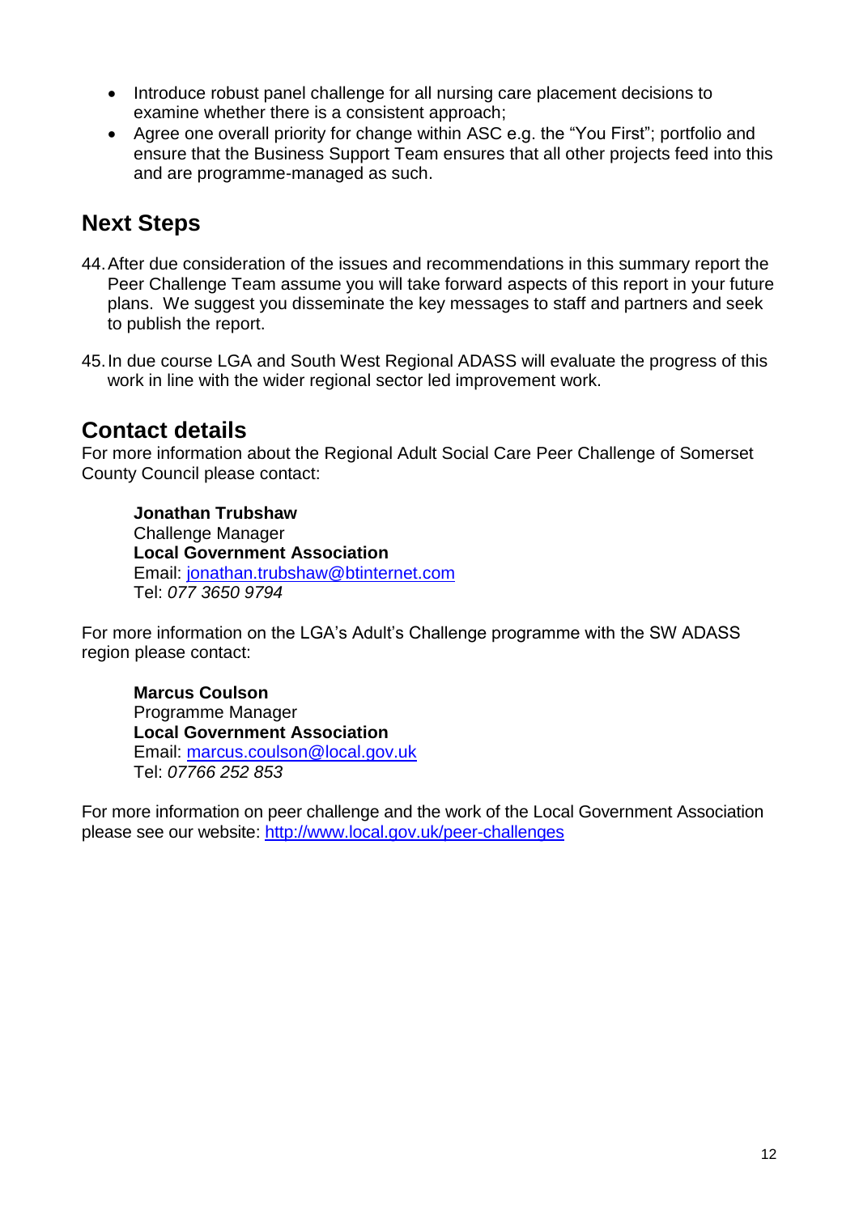- Introduce robust panel challenge for all nursing care placement decisions to examine whether there is a consistent approach;
- Agree one overall priority for change within ASC e.g. the "You First"; portfolio and ensure that the Business Support Team ensures that all other projects feed into this and are programme-managed as such.

## Next Steps

44. After due consideration of the issues and recommendations in this summary report the Peer Challenge Team assume you will take forward aspects of this report in your future plans. We suggest you disseminate the key messages to staff and partners and seek to publish the report.

45. In due course LGA and South West Regional ADASS will evaluate the progress of this work in line with the wider regional sector led improvement work.

## Contact details

For more information about the Regional Adult Social Care Peer Challenge of Somerset County Council please contact:

**Jonathan Trubshaw**
Challenge Manager
**Local Government Association**
Email: jonathan.trubshaw@btinternet.com
Tel: *077 3650 9794*

For more information on the LGA's Adult's Challenge programme with the SW ADASS region please contact:

**Marcus Coulson**
Programme Manager
**Local Government Association**
Email: marcus.coulson@local.gov.uk
Tel: *07766 252 853*

For more information on peer challenge and the work of the Local Government Association please see our website: http://www.local.gov.uk/peer-challenges